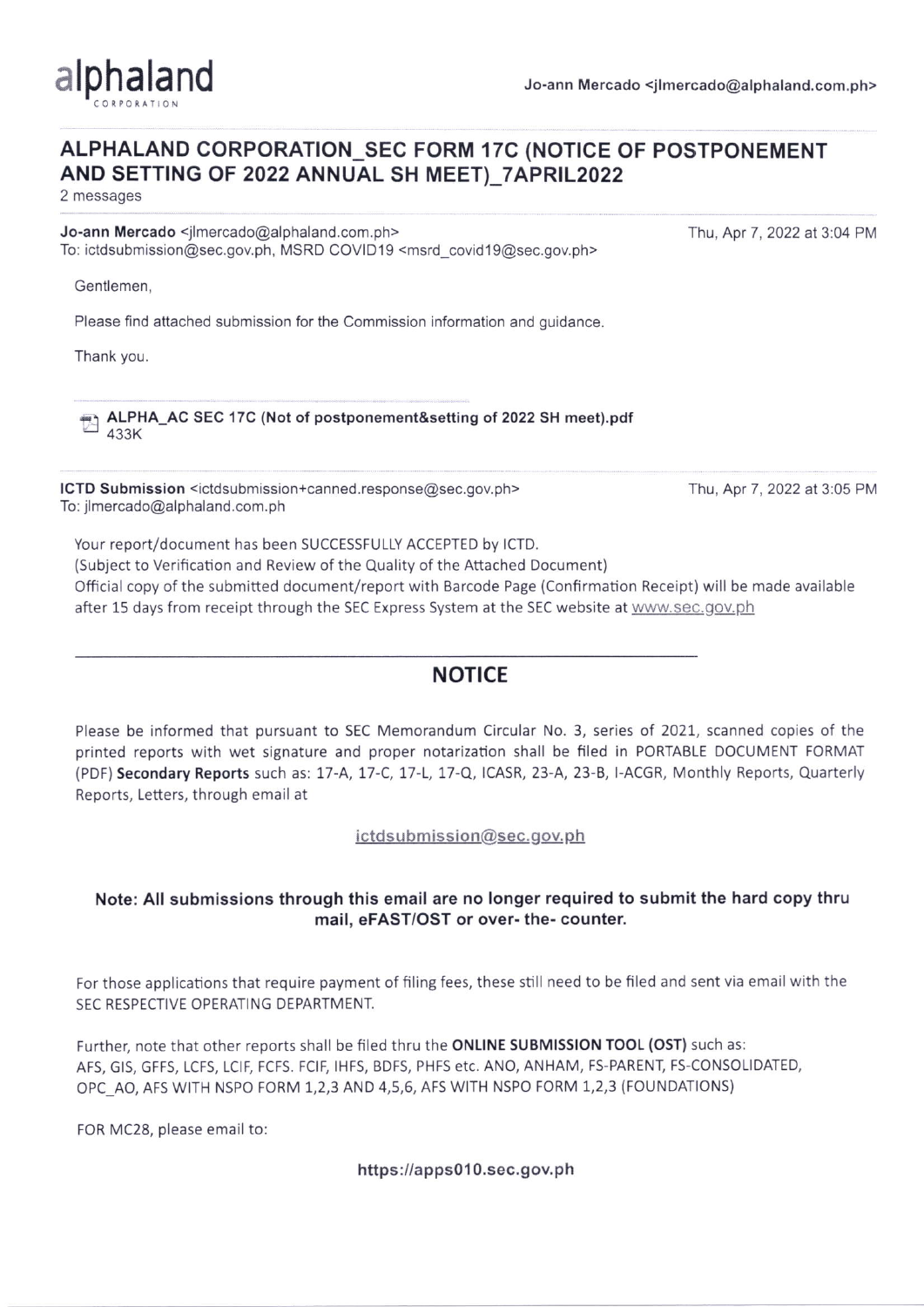alphaland CORPORATION

Jo-ann Mercado <jlmercado@alphaland.com.ph>

## ALPHALAND CORPORATION_SEC FORM 17C (NOTICE OF POSTPONEMENT AND SETTING OF 2022 ANNUAL SH MEET)_7APRIL2022

2 messages

**Jo-ann Mercado** <jlmercado@alphaland.com.ph>
To: ictdsubmission@sec.gov.ph, MSRD COVID19 <msrd_covid19@sec.gov.ph>

Thu, Apr 7, 2022 at 3:04 PM

Gentlemen,

Please find attached submission for the Commission information and guidance.

Thank you.

**ALPHA_AC SEC 17C (Not of postponement&setting of 2022 SH meet).pdf**
433K

**ICTD Submission** <ictdsubmission+canned.response@sec.gov.ph>
To: jlmercado@alphaland.com.ph

Thu, Apr 7, 2022 at 3:05 PM

Your report/document has been SUCCESSFULLY ACCEPTED by ICTD.
(Subject to Verification and Review of the Quality of the Attached Document)
Official copy of the submitted document/report with Barcode Page (Confirmation Receipt) will be made available after 15 days from receipt through the SEC Express System at the SEC website at www.sec.gov.ph

## NOTICE

Please be informed that pursuant to SEC Memorandum Circular No. 3, series of 2021, scanned copies of the printed reports with wet signature and proper notarization shall be filed in PORTABLE DOCUMENT FORMAT (PDF) **Secondary Reports** such as: 17-A, 17-C, 17-L, 17-Q, ICASR, 23-A, 23-B, I-ACGR, Monthly Reports, Quarterly Reports, Letters, through email at

ictdsubmission@sec.gov.ph

**Note: All submissions through this email are no longer required to submit the hard copy thru mail, eFAST/OST or over- the- counter.**

For those applications that require payment of filing fees, these still need to be filed and sent via email with the SEC RESPECTIVE OPERATING DEPARTMENT.

Further, note that other reports shall be filed thru the **ONLINE SUBMISSION TOOL (OST)** such as: AFS, GIS, GFFS, LCFS, LCIF, FCFS. FCIF, IHFS, BDFS, PHFS etc. ANO, ANHAM, FS-PARENT, FS-CONSOLIDATED, OPC_AO, AFS WITH NSPO FORM 1,2,3 AND 4,5,6, AFS WITH NSPO FORM 1,2,3 (FOUNDATIONS)

FOR MC28, please email to:

**https://apps010.sec.gov.ph**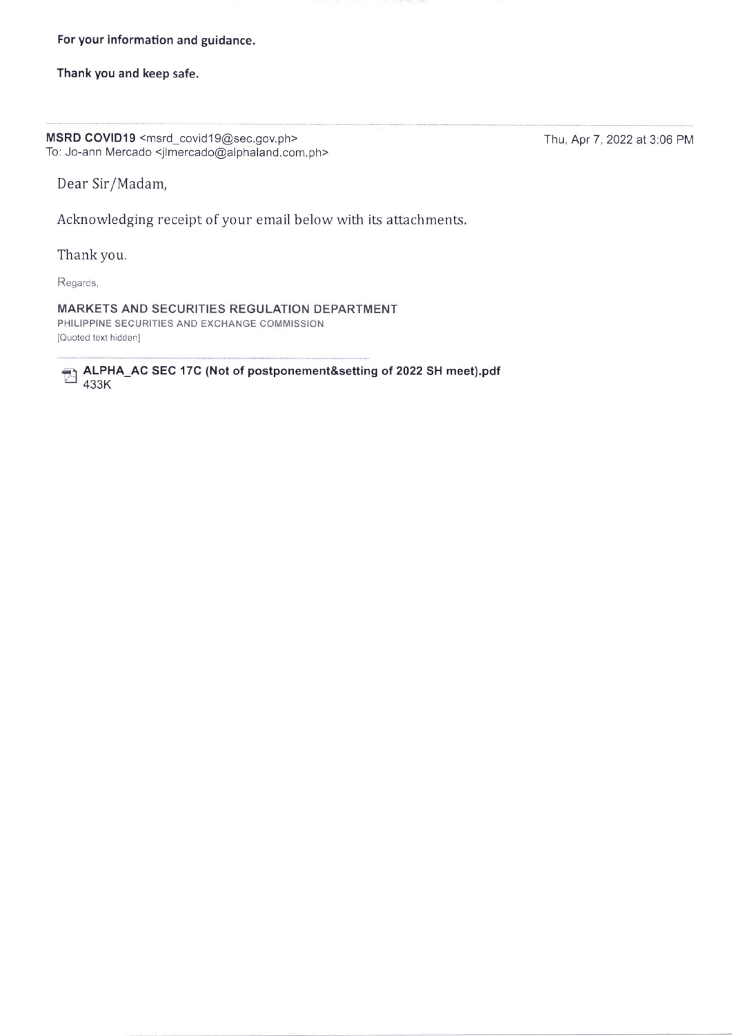**For your information and guidance.**

**Thank you and keep safe.**

---

**MSRD COVID19** <msrd_covid19@sec.gov.ph>
To: Jo-ann Mercado <jlmercado@alphaland.com.ph>

Thu, Apr 7, 2022 at 3:06 PM

Dear Sir/Madam,

Acknowledging receipt of your email below with its attachments.

Thank you.

Regards,

**MARKETS AND SECURITIES REGULATION DEPARTMENT**
PHILIPPINE SECURITIES AND EXCHANGE COMMISSION
[Quoted text hidden]

---

**ALPHA_AC SEC 17C (Not of postponement&setting of 2022 SH meet).pdf**
433K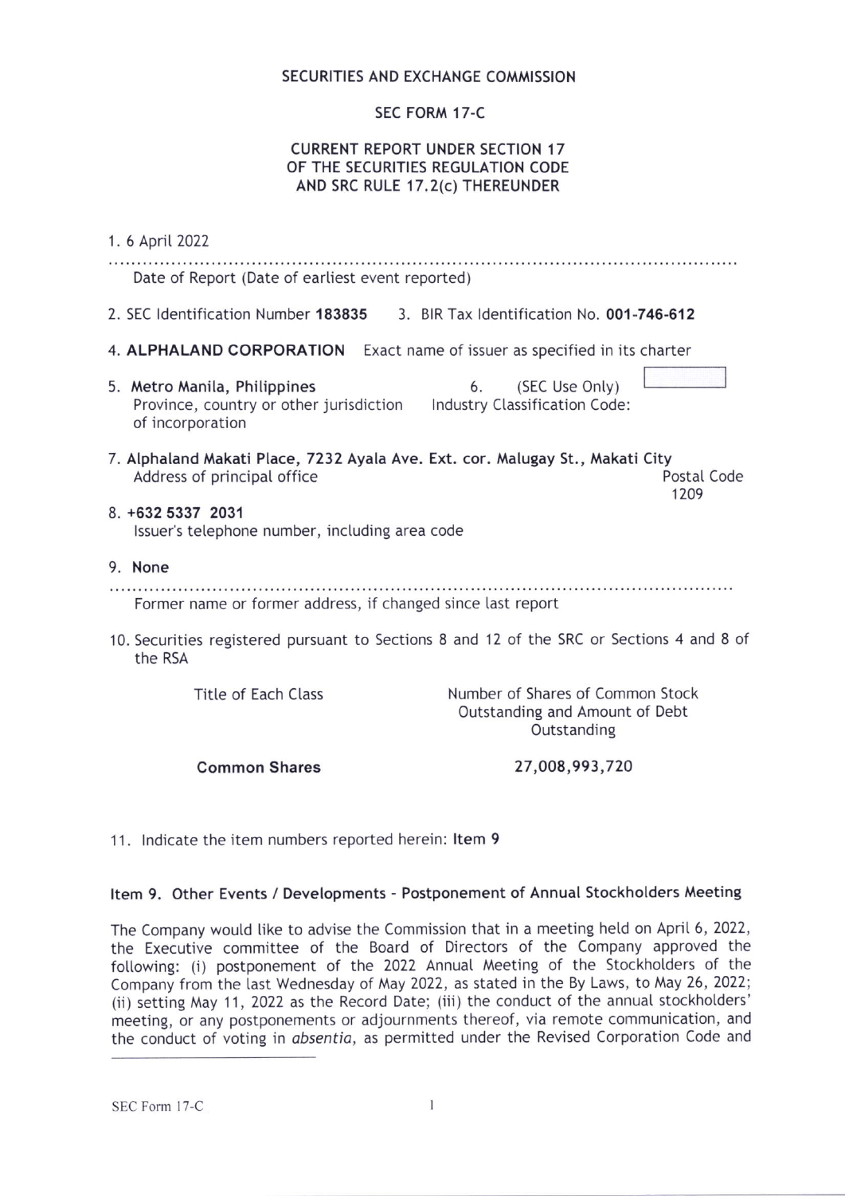SECURITIES AND EXCHANGE COMMISSION

SEC FORM 17-C

CURRENT REPORT UNDER SECTION 17
OF THE SECURITIES REGULATION CODE
AND SRC RULE 17.2(c) THEREUNDER

1. 6 April 2022

Date of Report (Date of earliest event reported)

2. SEC Identification Number **183835**    3. BIR Tax Identification No. **001-746-612**

4. **ALPHALAND CORPORATION** Exact name of issuer as specified in its charter

5. **Metro Manila, Philippines**
   Province, country or other jurisdiction of incorporation

6. (SEC Use Only)
   Industry Classification Code:

7. **Alphaland Makati Place, 7232 Ayala Ave. Ext. cor. Malugay St., Makati City**
   Address of principal office
   Postal Code 1209

8. **+632 5337 2031**
   Issuer's telephone number, including area code

9. **None**

   Former name or former address, if changed since last report

10. Securities registered pursuant to Sections 8 and 12 of the SRC or Sections 4 and 8 of the RSA

| Title of Each Class | Number of Shares of Common Stock Outstanding and Amount of Debt Outstanding |
|---|---|
| **Common Shares** | **27,008,993,720** |

11. Indicate the item numbers reported herein: **Item 9**

**Item 9. Other Events / Developments - Postponement of Annual Stockholders Meeting**

The Company would like to advise the Commission that in a meeting held on April 6, 2022, the Executive committee of the Board of Directors of the Company approved the following: (i) postponement of the 2022 Annual Meeting of the Stockholders of the Company from the last Wednesday of May 2022, as stated in the By Laws, to May 26, 2022; (ii) setting May 11, 2022 as the Record Date; (iii) the conduct of the annual stockholders' meeting, or any postponements or adjournments thereof, via remote communication, and the conduct of voting in *absentia*, as permitted under the Revised Corporation Code and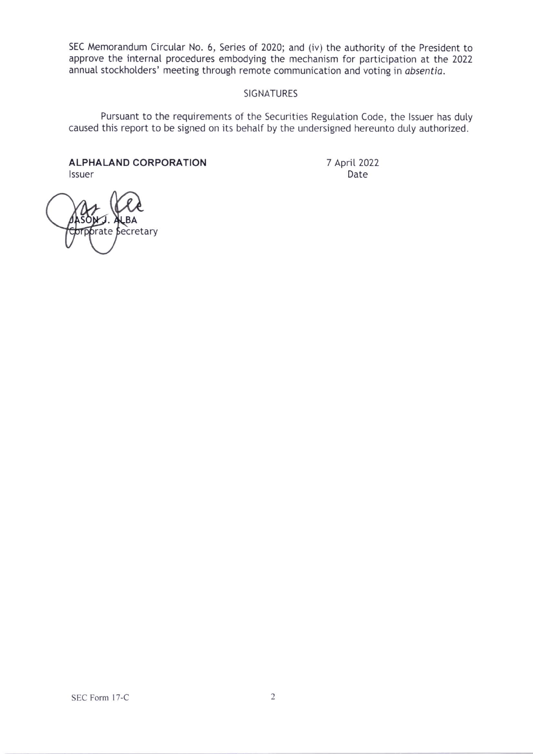SEC Memorandum Circular No. 6, Series of 2020; and (iv) the authority of the President to approve the internal procedures embodying the mechanism for participation at the 2022 annual stockholders' meeting through remote communication and voting in *absentia*.

SIGNATURES

Pursuant to the requirements of the Securities Regulation Code, the Issuer has duly caused this report to be signed on its behalf by the undersigned hereunto duly authorized.

**ALPHALAND CORPORATION**
Issuer

7 April 2022
Date

JASON J. ALBA
Corporate Secretary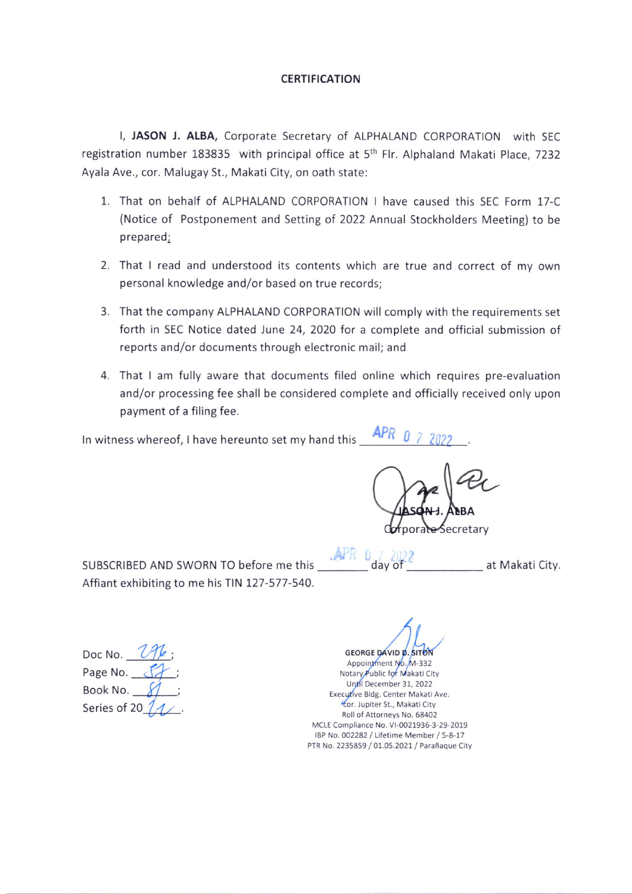**CERTIFICATION**

I, **JASON J. ALBA,** Corporate Secretary of ALPHALAND CORPORATION with SEC registration number 183835 with principal office at 5th Flr. Alphaland Makati Place, 7232 Ayala Ave., cor. Malugay St., Makati City, on oath state:

1. That on behalf of ALPHALAND CORPORATION I have caused this SEC Form 17-C (Notice of Postponement and Setting of 2022 Annual Stockholders Meeting) to be prepared;
2. That I read and understood its contents which are true and correct of my own personal knowledge and/or based on true records;
3. That the company ALPHALAND CORPORATION will comply with the requirements set forth in SEC Notice dated June 24, 2020 for a complete and official submission of reports and/or documents through electronic mail; and
4. That I am fully aware that documents filed online which requires pre-evaluation and/or processing fee shall be considered complete and officially received only upon payment of a filing fee.

In witness whereof, I have hereunto set my hand this APR 07 2022.

**JASON J. ALBA**
Corporate Secretary

SUBSCRIBED AND SWORN TO before me this APR 07 2022 day of ____________ at Makati City. Affiant exhibiting to me his TIN 127-577-540.

Doc No. 296;
Page No. 57;
Book No. 8;
Series of 2022.

**GEORGE DAVID D. SITON**
Appointment No. M-332
Notary Public for Makati City
Until December 31, 2022
Executive Bldg. Center Makati Ave.
cor. Jupiter St., Makati City
Roll of Attorneys No. 68402
MCLE Compliance No. VI-0021936-3-29-2019
IBP No. 002282 / Lifetime Member / 5-8-17
PTR No. 2235859 / 01.05.2021 / Parañaque City